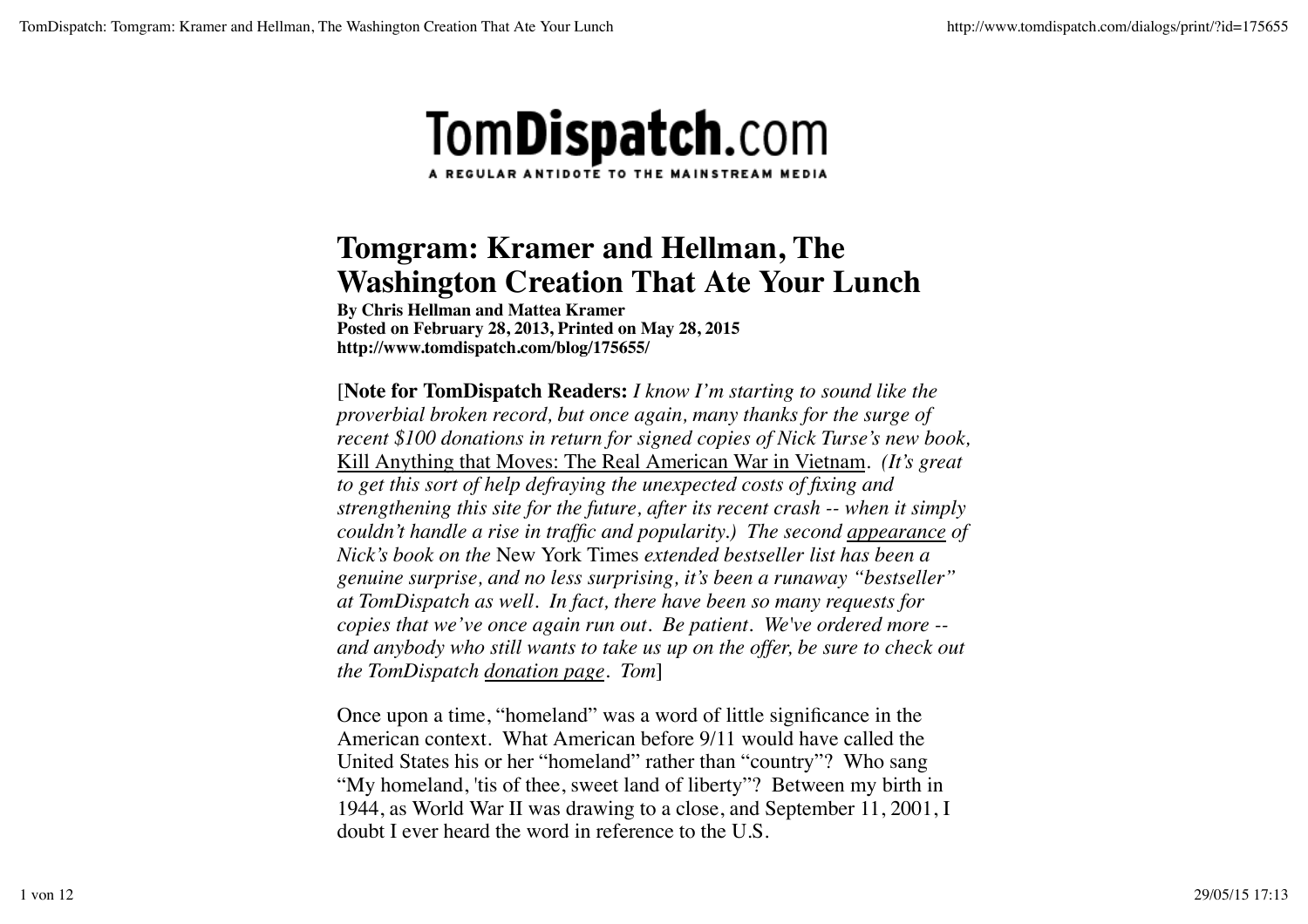TomDispatch.com

A REGULAR ANTIDOTE TO THE MAINSTREAM MEDIA

# Tomgram: Kramer and Hellman, The Washington Creation That Ate Your Lunch

**By Chris Hellman and Mattea Kramer**
**Posted on February 28, 2013, Printed on May 28, 2015**
**http://www.tomdispatch.com/blog/175655/**

[**Note for TomDispatch Readers:** *I know I'm starting to sound like the proverbial broken record, but once again, many thanks for the surge of recent $100 donations in return for signed copies of Nick Turse's new book,* Kill Anything that Moves: The Real American War in Vietnam. *(It's great to get this sort of help defraying the unexpected costs of fixing and strengthening this site for the future, after its recent crash -- when it simply couldn't handle a rise in traffic and popularity.) The second appearance of Nick's book on the* New York Times *extended bestseller list has been a genuine surprise, and no less surprising, it's been a runaway "bestseller" at TomDispatch as well. In fact, there have been so many requests for copies that we've once again run out. Be patient. We've ordered more -- and anybody who still wants to take us up on the offer, be sure to check out the TomDispatch donation page. Tom*]

Once upon a time, "homeland" was a word of little significance in the American context. What American before 9/11 would have called the United States his or her "homeland" rather than "country"? Who sang "My homeland, 'tis of thee, sweet land of liberty"? Between my birth in 1944, as World War II was drawing to a close, and September 11, 2001, I doubt I ever heard the word in reference to the U.S.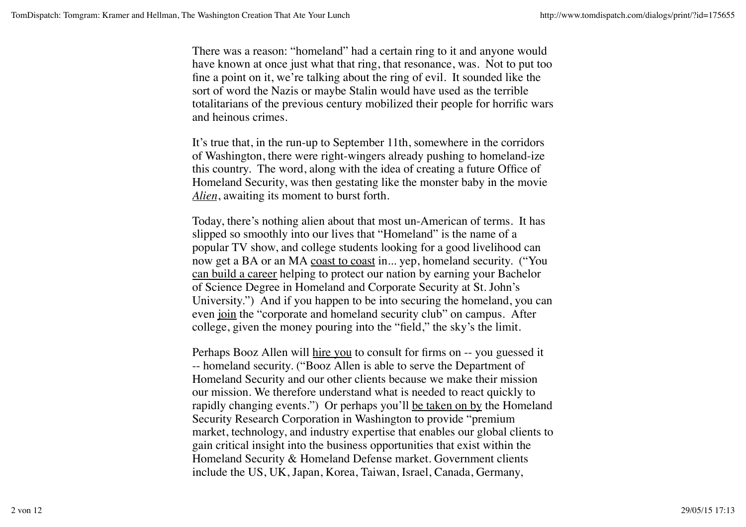There was a reason: "homeland" had a certain ring to it and anyone would have known at once just what that ring, that resonance, was. Not to put too fine a point on it, we're talking about the ring of evil. It sounded like the sort of word the Nazis or maybe Stalin would have used as the terrible totalitarians of the previous century mobilized their people for horrific wars and heinous crimes.

It's true that, in the run-up to September 11th, somewhere in the corridors of Washington, there were right-wingers already pushing to homeland-ize this country. The word, along with the idea of creating a future Office of Homeland Security, was then gestating like the monster baby in the movie *Alien*, awaiting its moment to burst forth.

Today, there's nothing alien about that most un-American of terms. It has slipped so smoothly into our lives that "Homeland" is the name of a popular TV show, and college students looking for a good livelihood can now get a BA or an MA coast to coast in... yep, homeland security. ("You can build a career helping to protect our nation by earning your Bachelor of Science Degree in Homeland and Corporate Security at St. John's University.") And if you happen to be into securing the homeland, you can even join the "corporate and homeland security club" on campus. After college, given the money pouring into the "field," the sky's the limit.

Perhaps Booz Allen will hire you to consult for firms on -- you guessed it -- homeland security. ("Booz Allen is able to serve the Department of Homeland Security and our other clients because we make their mission our mission. We therefore understand what is needed to react quickly to rapidly changing events.") Or perhaps you'll be taken on by the Homeland Security Research Corporation in Washington to provide "premium market, technology, and industry expertise that enables our global clients to gain critical insight into the business opportunities that exist within the Homeland Security & Homeland Defense market. Government clients include the US, UK, Japan, Korea, Taiwan, Israel, Canada, Germany,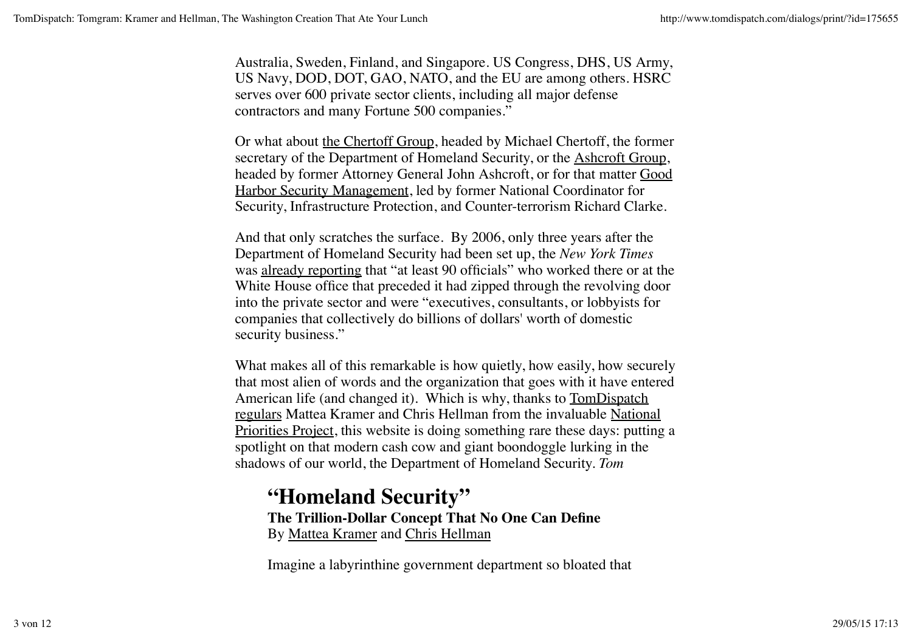Australia, Sweden, Finland, and Singapore. US Congress, DHS, US Army, US Navy, DOD, DOT, GAO, NATO, and the EU are among others. HSRC serves over 600 private sector clients, including all major defense contractors and many Fortune 500 companies."

Or what about the Chertoff Group, headed by Michael Chertoff, the former secretary of the Department of Homeland Security, or the Ashcroft Group, headed by former Attorney General John Ashcroft, or for that matter Good Harbor Security Management, led by former National Coordinator for Security, Infrastructure Protection, and Counter-terrorism Richard Clarke.

And that only scratches the surface. By 2006, only three years after the Department of Homeland Security had been set up, the *New York Times* was already reporting that "at least 90 officials" who worked there or at the White House office that preceded it had zipped through the revolving door into the private sector and were "executives, consultants, or lobbyists for companies that collectively do billions of dollars' worth of domestic security business."

What makes all of this remarkable is how quietly, how easily, how securely that most alien of words and the organization that goes with it have entered American life (and changed it). Which is why, thanks to TomDispatch regulars Mattea Kramer and Chris Hellman from the invaluable National Priorities Project, this website is doing something rare these days: putting a spotlight on that modern cash cow and giant boondoggle lurking in the shadows of our world, the Department of Homeland Security. *Tom*

## "Homeland Security"

**The Trillion-Dollar Concept That No One Can Define**

By Mattea Kramer and Chris Hellman

Imagine a labyrinthine government department so bloated that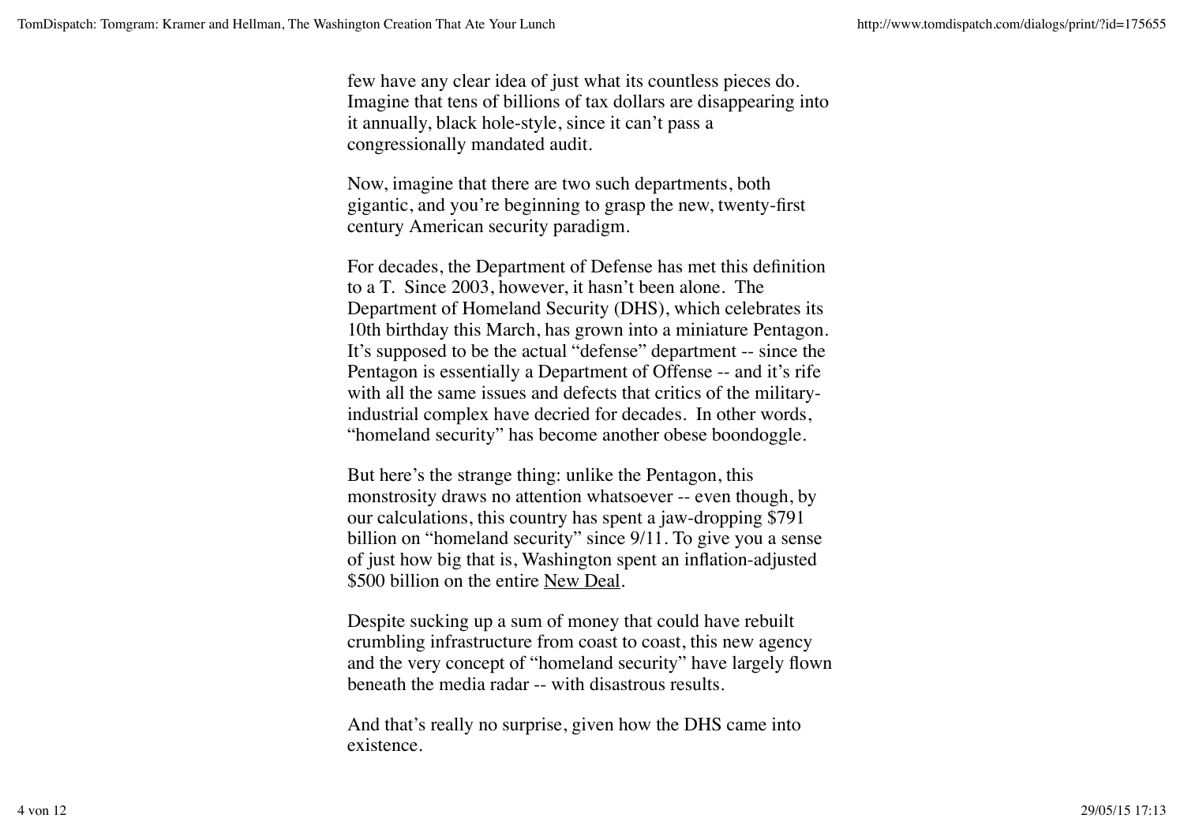few have any clear idea of just what its countless pieces do. Imagine that tens of billions of tax dollars are disappearing into it annually, black hole-style, since it can't pass a congressionally mandated audit.

Now, imagine that there are two such departments, both gigantic, and you're beginning to grasp the new, twenty-first century American security paradigm.

For decades, the Department of Defense has met this definition to a T.  Since 2003, however, it hasn't been alone.  The Department of Homeland Security (DHS), which celebrates its 10th birthday this March, has grown into a miniature Pentagon. It's supposed to be the actual "defense" department -- since the Pentagon is essentially a Department of Offense -- and it's rife with all the same issues and defects that critics of the military-industrial complex have decried for decades.  In other words, "homeland security" has become another obese boondoggle.

But here's the strange thing: unlike the Pentagon, this monstrosity draws no attention whatsoever -- even though, by our calculations, this country has spent a jaw-dropping $791 billion on "homeland security" since 9/11. To give you a sense of just how big that is, Washington spent an inflation-adjusted $500 billion on the entire New Deal.

Despite sucking up a sum of money that could have rebuilt crumbling infrastructure from coast to coast, this new agency and the very concept of "homeland security" have largely flown beneath the media radar -- with disastrous results.

And that's really no surprise, given how the DHS came into existence.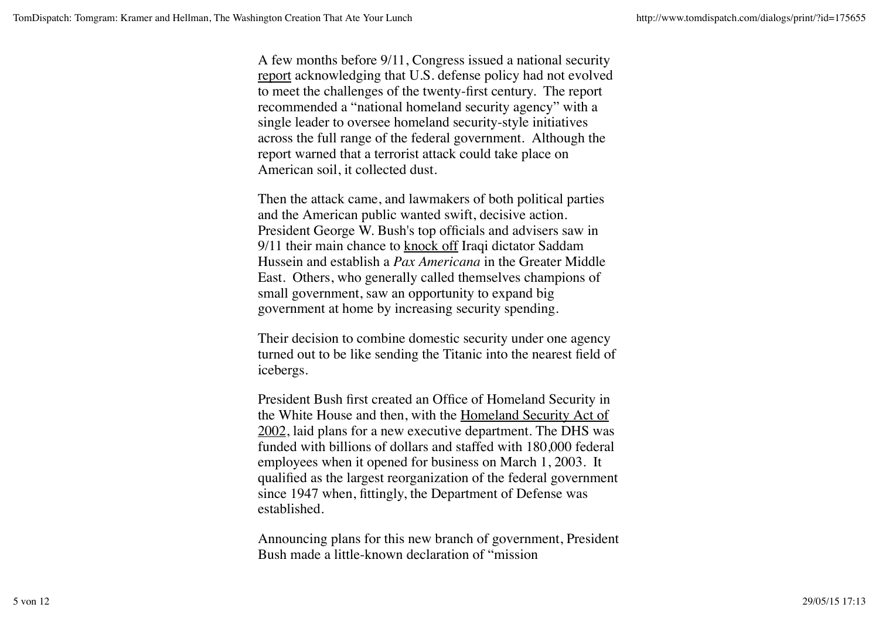A few months before 9/11, Congress issued a national security report acknowledging that U.S. defense policy had not evolved to meet the challenges of the twenty-first century. The report recommended a "national homeland security agency" with a single leader to oversee homeland security-style initiatives across the full range of the federal government. Although the report warned that a terrorist attack could take place on American soil, it collected dust.

Then the attack came, and lawmakers of both political parties and the American public wanted swift, decisive action. President George W. Bush's top officials and advisers saw in 9/11 their main chance to knock off Iraqi dictator Saddam Hussein and establish a *Pax Americana* in the Greater Middle East. Others, who generally called themselves champions of small government, saw an opportunity to expand big government at home by increasing security spending.

Their decision to combine domestic security under one agency turned out to be like sending the Titanic into the nearest field of icebergs.

President Bush first created an Office of Homeland Security in the White House and then, with the Homeland Security Act of 2002, laid plans for a new executive department. The DHS was funded with billions of dollars and staffed with 180,000 federal employees when it opened for business on March 1, 2003. It qualified as the largest reorganization of the federal government since 1947 when, fittingly, the Department of Defense was established.

Announcing plans for this new branch of government, President Bush made a little-known declaration of "mission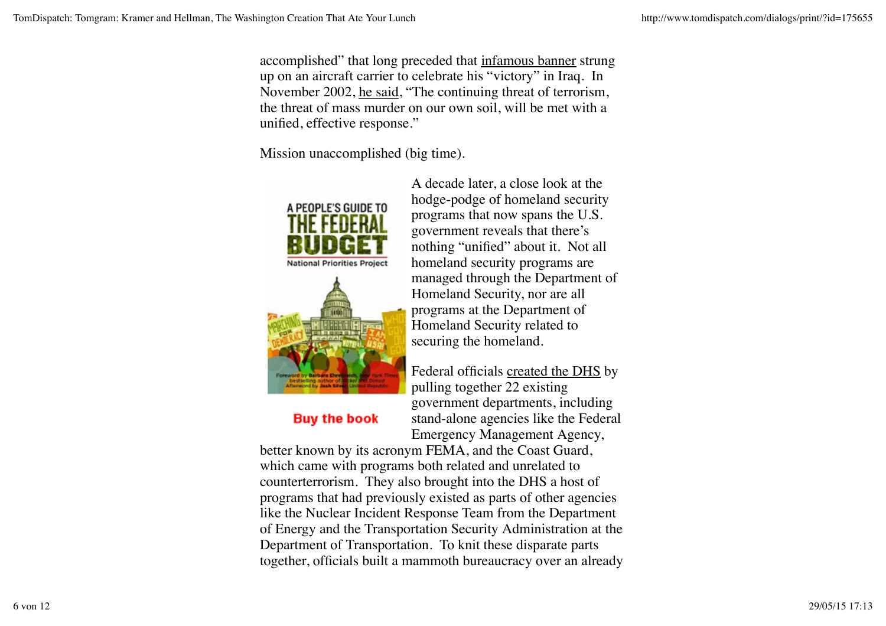accomplished" that long preceded that infamous banner strung up on an aircraft carrier to celebrate his "victory" in Iraq. In November 2002, he said, "The continuing threat of terrorism, the threat of mass murder on our own soil, will be met with a unified, effective response."

Mission unaccomplished (big time).

Buy the book

A decade later, a close look at the hodge-podge of homeland security programs that now spans the U.S. government reveals that there's nothing "unified" about it. Not all homeland security programs are managed through the Department of Homeland Security, nor are all programs at the Department of Homeland Security related to securing the homeland.

Federal officials created the DHS by pulling together 22 existing government departments, including stand-alone agencies like the Federal Emergency Management Agency, better known by its acronym FEMA, and the Coast Guard, which came with programs both related and unrelated to counterterrorism. They also brought into the DHS a host of programs that had previously existed as parts of other agencies like the Nuclear Incident Response Team from the Department of Energy and the Transportation Security Administration at the Department of Transportation. To knit these disparate parts together, officials built a mammoth bureaucracy over an already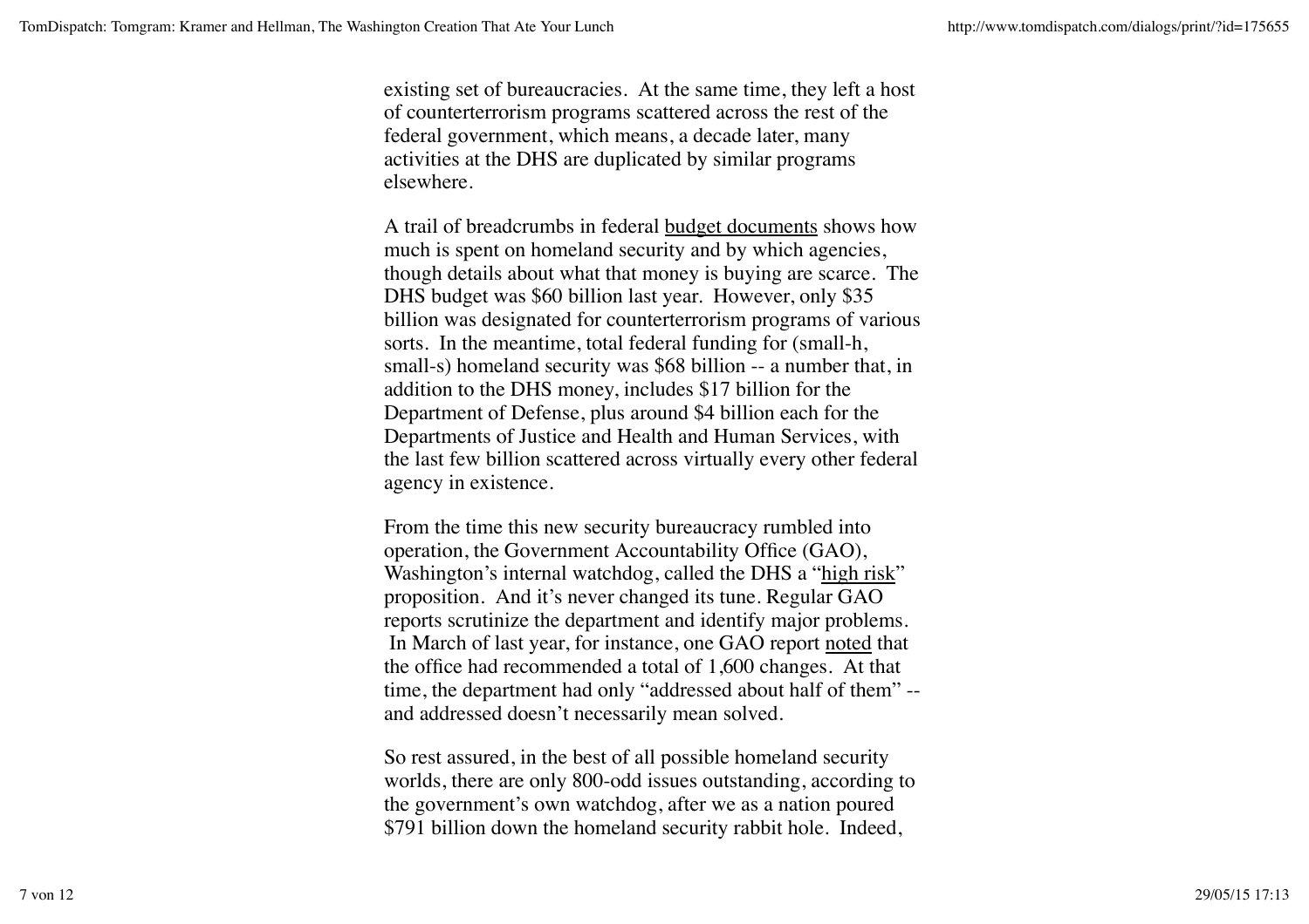existing set of bureaucracies. At the same time, they left a host of counterterrorism programs scattered across the rest of the federal government, which means, a decade later, many activities at the DHS are duplicated by similar programs elsewhere.

A trail of breadcrumbs in federal budget documents shows how much is spent on homeland security and by which agencies, though details about what that money is buying are scarce. The DHS budget was $60 billion last year. However, only $35 billion was designated for counterterrorism programs of various sorts. In the meantime, total federal funding for (small-h, small-s) homeland security was $68 billion -- a number that, in addition to the DHS money, includes $17 billion for the Department of Defense, plus around $4 billion each for the Departments of Justice and Health and Human Services, with the last few billion scattered across virtually every other federal agency in existence.

From the time this new security bureaucracy rumbled into operation, the Government Accountability Office (GAO), Washington's internal watchdog, called the DHS a "high risk" proposition. And it's never changed its tune. Regular GAO reports scrutinize the department and identify major problems. In March of last year, for instance, one GAO report noted that the office had recommended a total of 1,600 changes. At that time, the department had only "addressed about half of them" -- and addressed doesn't necessarily mean solved.

So rest assured, in the best of all possible homeland security worlds, there are only 800-odd issues outstanding, according to the government's own watchdog, after we as a nation poured $791 billion down the homeland security rabbit hole. Indeed,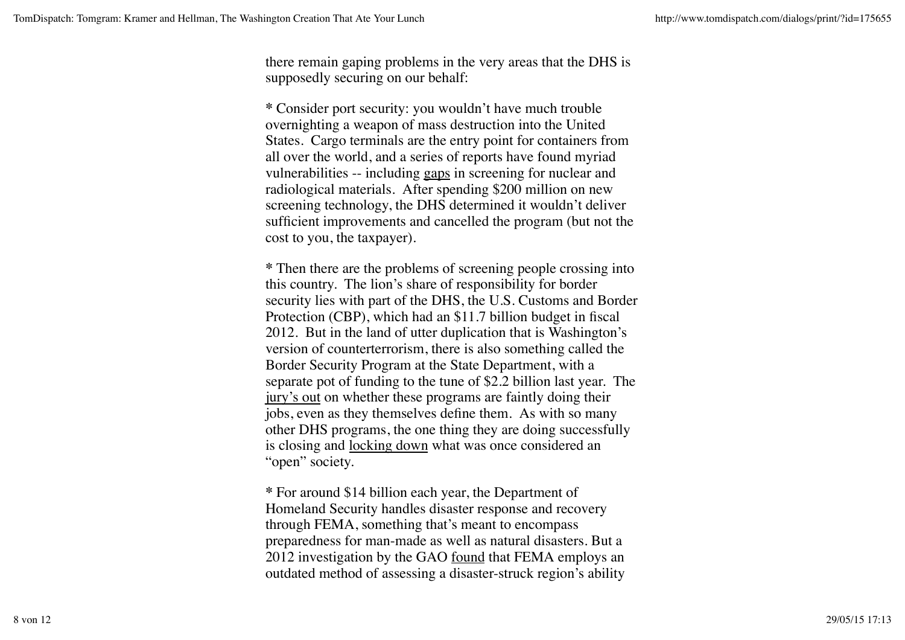there remain gaping problems in the very areas that the DHS is supposedly securing on our behalf:

* Consider port security: you wouldn't have much trouble overnighting a weapon of mass destruction into the United States. Cargo terminals are the entry point for containers from all over the world, and a series of reports have found myriad vulnerabilities -- including gaps in screening for nuclear and radiological materials. After spending $200 million on new screening technology, the DHS determined it wouldn't deliver sufficient improvements and cancelled the program (but not the cost to you, the taxpayer).

* Then there are the problems of screening people crossing into this country. The lion's share of responsibility for border security lies with part of the DHS, the U.S. Customs and Border Protection (CBP), which had an $11.7 billion budget in fiscal 2012. But in the land of utter duplication that is Washington's version of counterterrorism, there is also something called the Border Security Program at the State Department, with a separate pot of funding to the tune of $2.2 billion last year. The jury's out on whether these programs are faintly doing their jobs, even as they themselves define them. As with so many other DHS programs, the one thing they are doing successfully is closing and locking down what was once considered an "open" society.

* For around $14 billion each year, the Department of Homeland Security handles disaster response and recovery through FEMA, something that's meant to encompass preparedness for man-made as well as natural disasters. But a 2012 investigation by the GAO found that FEMA employs an outdated method of assessing a disaster-struck region's ability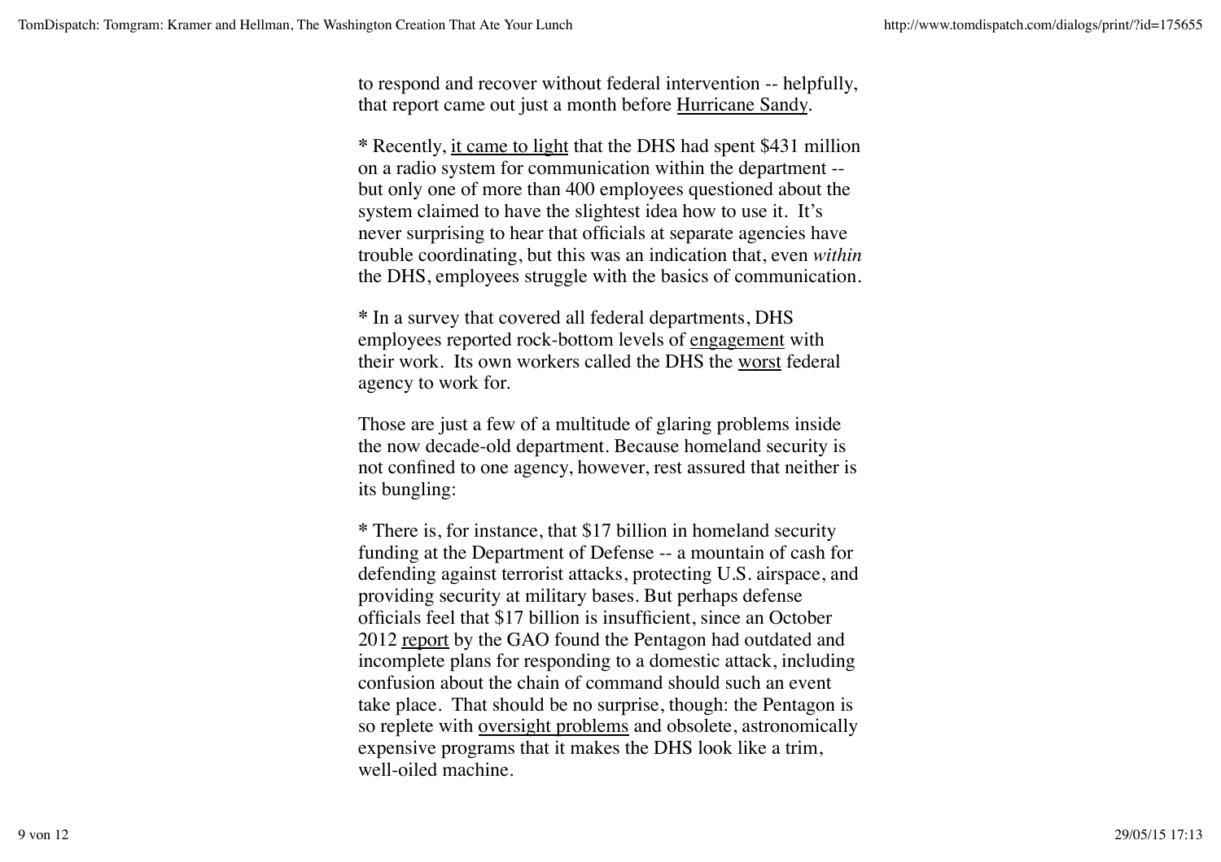to respond and recover without federal intervention -- helpfully, that report came out just a month before Hurricane Sandy.

* Recently, it came to light that the DHS had spent $431 million on a radio system for communication within the department -- but only one of more than 400 employees questioned about the system claimed to have the slightest idea how to use it. It's never surprising to hear that officials at separate agencies have trouble coordinating, but this was an indication that, even *within* the DHS, employees struggle with the basics of communication.

* In a survey that covered all federal departments, DHS employees reported rock-bottom levels of engagement with their work. Its own workers called the DHS the worst federal agency to work for.

Those are just a few of a multitude of glaring problems inside the now decade-old department. Because homeland security is not confined to one agency, however, rest assured that neither is its bungling:

* There is, for instance, that $17 billion in homeland security funding at the Department of Defense -- a mountain of cash for defending against terrorist attacks, protecting U.S. airspace, and providing security at military bases. But perhaps defense officials feel that $17 billion is insufficient, since an October 2012 report by the GAO found the Pentagon had outdated and incomplete plans for responding to a domestic attack, including confusion about the chain of command should such an event take place. That should be no surprise, though: the Pentagon is so replete with oversight problems and obsolete, astronomically expensive programs that it makes the DHS look like a trim, well-oiled machine.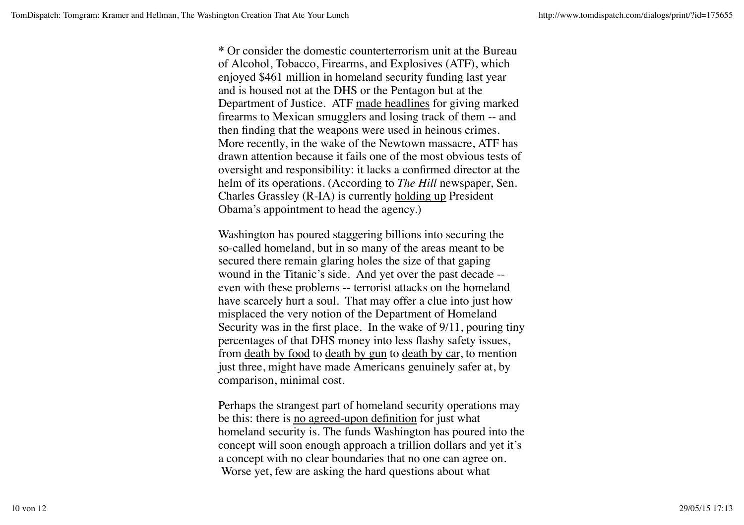**\*** Or consider the domestic counterterrorism unit at the Bureau of Alcohol, Tobacco, Firearms, and Explosives (ATF), which enjoyed $461 million in homeland security funding last year and is housed not at the DHS or the Pentagon but at the Department of Justice. ATF made headlines for giving marked firearms to Mexican smugglers and losing track of them -- and then finding that the weapons were used in heinous crimes. More recently, in the wake of the Newtown massacre, ATF has drawn attention because it fails one of the most obvious tests of oversight and responsibility: it lacks a confirmed director at the helm of its operations. (According to *The Hill* newspaper, Sen. Charles Grassley (R-IA) is currently holding up President Obama's appointment to head the agency.)

Washington has poured staggering billions into securing the so-called homeland, but in so many of the areas meant to be secured there remain glaring holes the size of that gaping wound in the Titanic's side. And yet over the past decade -- even with these problems -- terrorist attacks on the homeland have scarcely hurt a soul. That may offer a clue into just how misplaced the very notion of the Department of Homeland Security was in the first place. In the wake of 9/11, pouring tiny percentages of that DHS money into less flashy safety issues, from death by food to death by gun to death by car, to mention just three, might have made Americans genuinely safer at, by comparison, minimal cost.

Perhaps the strangest part of homeland security operations may be this: there is no agreed-upon definition for just what homeland security is. The funds Washington has poured into the concept will soon enough approach a trillion dollars and yet it's a concept with no clear boundaries that no one can agree on. Worse yet, few are asking the hard questions about what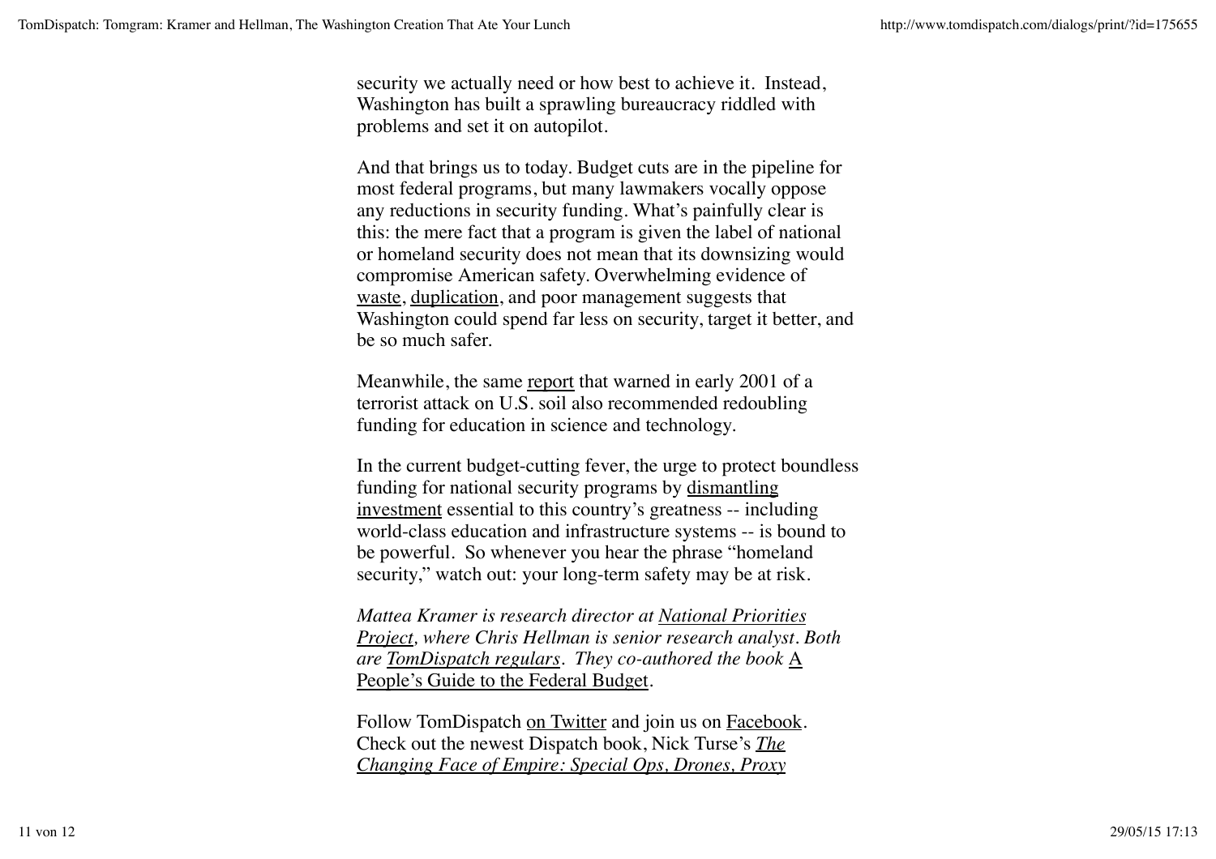security we actually need or how best to achieve it. Instead, Washington has built a sprawling bureaucracy riddled with problems and set it on autopilot.

And that brings us to today. Budget cuts are in the pipeline for most federal programs, but many lawmakers vocally oppose any reductions in security funding. What's painfully clear is this: the mere fact that a program is given the label of national or homeland security does not mean that its downsizing would compromise American safety. Overwhelming evidence of waste, duplication, and poor management suggests that Washington could spend far less on security, target it better, and be so much safer.

Meanwhile, the same report that warned in early 2001 of a terrorist attack on U.S. soil also recommended redoubling funding for education in science and technology.

In the current budget-cutting fever, the urge to protect boundless funding for national security programs by dismantling investment essential to this country's greatness -- including world-class education and infrastructure systems -- is bound to be powerful. So whenever you hear the phrase "homeland security," watch out: your long-term safety may be at risk.

*Mattea Kramer is research director at National Priorities Project, where Chris Hellman is senior research analyst. Both are TomDispatch regulars. They co-authored the book* A People's Guide to the Federal Budget.

Follow TomDispatch on Twitter and join us on Facebook. Check out the newest Dispatch book, Nick Turse's *The Changing Face of Empire: Special Ops, Drones, Proxy*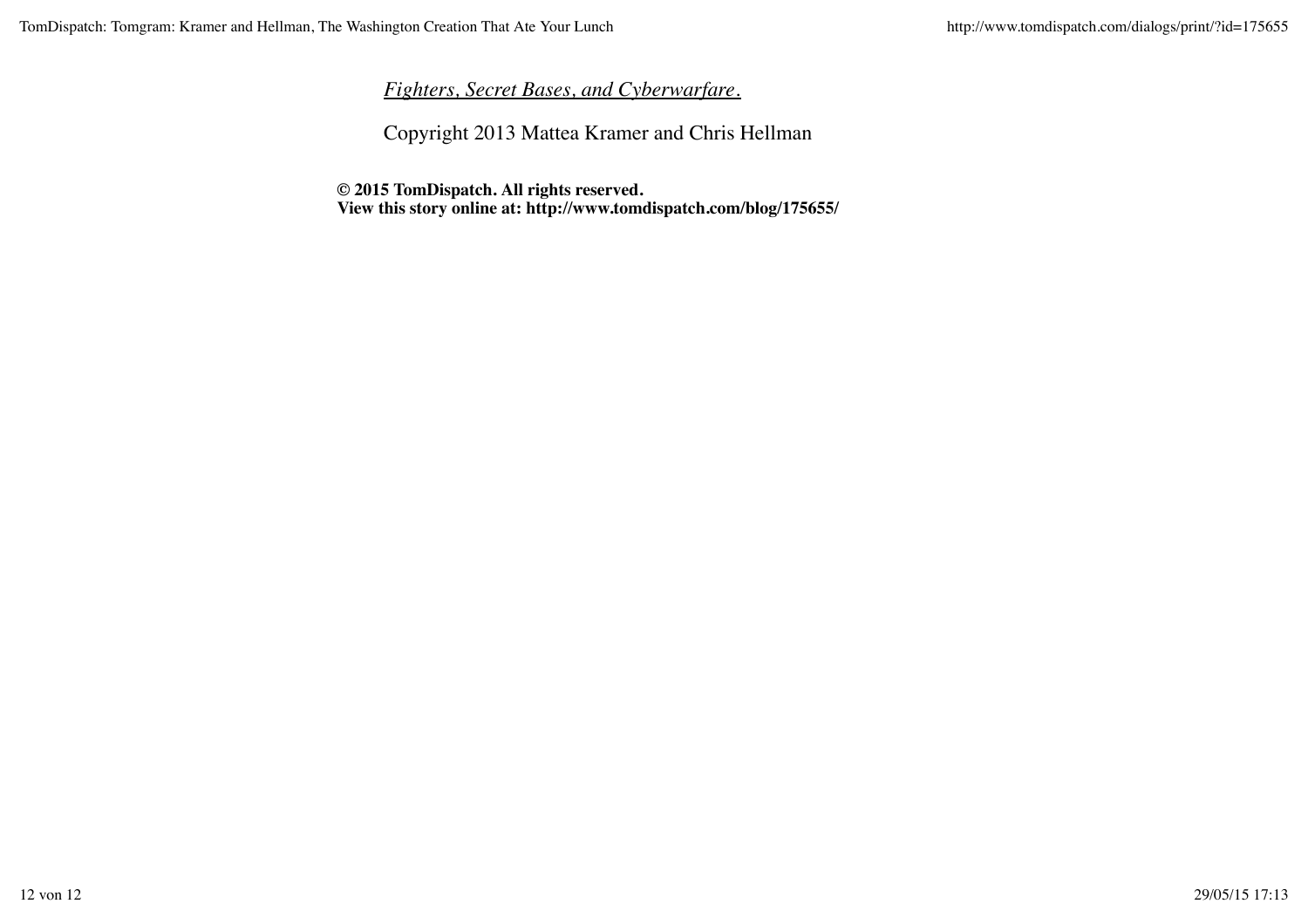*Fighters, Secret Bases, and Cyberwarfare.*

Copyright 2013 Mattea Kramer and Chris Hellman

**© 2015 TomDispatch. All rights reserved.**
**View this story online at: http://www.tomdispatch.com/blog/175655/**